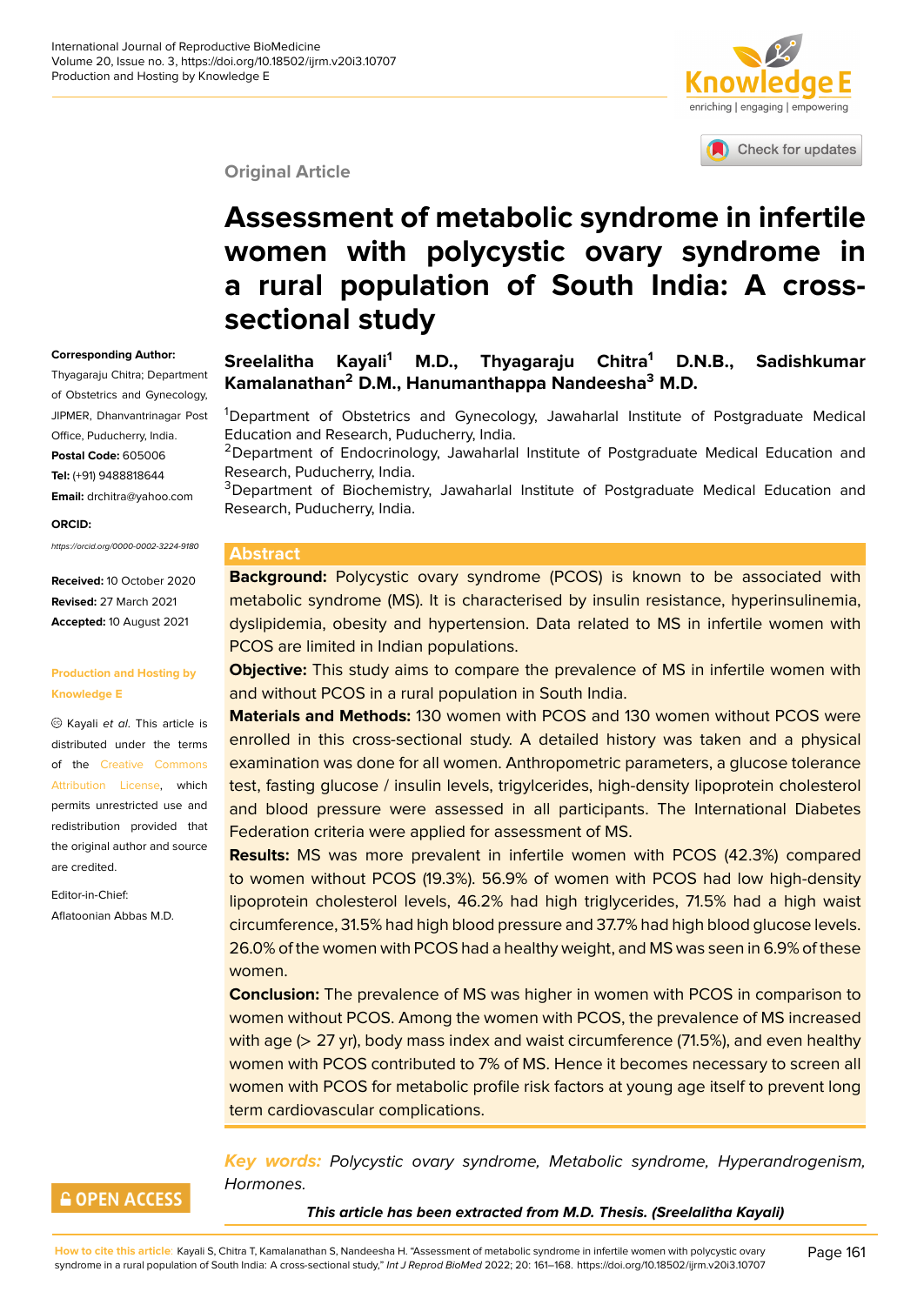Original Article

# Assessment of metabolic syndrome in infertile women with polycystic ovary syndrome in a rural population of South India: A cross-sectional study

**Sreelalitha Kayali[1] M.D., Thyagaraju Chitra[1] D.N.B., Sadishkumar Kamalanathan[2] D.M., Hanumanthappa Nandeesha[3] M.D.**

[1]Department of Obstetrics and Gynecology, Jawaharlal Institute of Postgraduate Medical Education and Research, Puducherry, India.
[2]Department of Endocrinology, Jawaharlal Institute of Postgraduate Medical Education and Research, Puducherry, India.
[3]Department of Biochemistry, Jawaharlal Institute of Postgraduate Medical Education and Research, Puducherry, India.

**Corresponding Author:**
Thyagaraju Chitra; Department of Obstetrics and Gynecology, JIPMER, Dhanvantrinagar Post Office, Puducherry, India.
**Postal Code:** 605006
**Tel:** (+91) 9488818644
**Email:** drchitra@yahoo.com

**ORCID:**
*https://orcid.org/0000-0002-3224-9180*

**Received:** 10 October 2020
**Revised:** 27 March 2021
**Accepted:** 10 August 2021

**Production and Hosting by Knowledge E**

© Kayali *et al*. This article is distributed under the terms of the Creative Commons Attribution License, which permits unrestricted use and redistribution provided that the original author and source are credited.

Editor-in-Chief:
Aflatoonian Abbas M.D.

## Abstract

**Background:** Polycystic ovary syndrome (PCOS) is known to be associated with metabolic syndrome (MS). It is characterised by insulin resistance, hyperinsulinemia, dyslipidemia, obesity and hypertension. Data related to MS in infertile women with PCOS are limited in Indian populations.

**Objective:** This study aims to compare the prevalence of MS in infertile women with and without PCOS in a rural population in South India.

**Materials and Methods:** 130 women with PCOS and 130 women without PCOS were enrolled in this cross-sectional study. A detailed history was taken and a physical examination was done for all women. Anthropometric parameters, a glucose tolerance test, fasting glucose / insulin levels, trigylcerides, high-density lipoprotein cholesterol and blood pressure were assessed in all participants. The International Diabetes Federation criteria were applied for assessment of MS.

**Results:** MS was more prevalent in infertile women with PCOS (42.3%) compared to women without PCOS (19.3%). 56.9% of women with PCOS had low high-density lipoprotein cholesterol levels, 46.2% had high triglycerides, 71.5% had a high waist circumference, 31.5% had high blood pressure and 37.7% had high blood glucose levels. 26.0% of the women with PCOS had a healthy weight, and MS was seen in 6.9% of these women.

**Conclusion:** The prevalence of MS was higher in women with PCOS in comparison to women without PCOS. Among the women with PCOS, the prevalence of MS increased with age (> 27 yr), body mass index and waist circumference (71.5%), and even healthy women with PCOS contributed to 7% of MS. Hence it becomes necessary to screen all women with PCOS for metabolic profile risk factors at young age itself to prevent long term cardiovascular complications.

***Key words:*** *Polycystic ovary syndrome, Metabolic syndrome, Hyperandrogenism, Hormones.*

***This article has been extracted from M.D. Thesis. (Sreelalitha Kayali)***

**How to cite this article:** Kayali S, Chitra T, Kamalanathan S, Nandeesha H. "Assessment of metabolic syndrome in infertile women with polycystic ovary syndrome in a rural population of South India: A cross-sectional study," *Int J Reprod BioMed* 2022; 20: 161–168. https://doi.org/10.18502/ijrm.v20i3.10707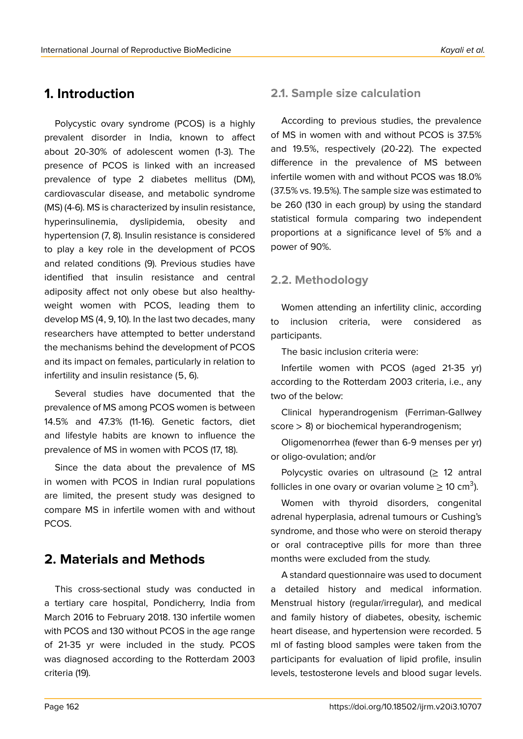## 1. Introduction

Polycystic ovary syndrome (PCOS) is a highly prevalent disorder in India, known to affect about 20-30% of adolescent women (1-3). The presence of PCOS is linked with an increased prevalence of type 2 diabetes mellitus (DM), cardiovascular disease, and metabolic syndrome (MS) (4-6). MS is characterized by insulin resistance, hyperinsulinemia, dyslipidemia, obesity and hypertension (7, 8). Insulin resistance is considered to play a key role in the development of PCOS and related conditions (9). Previous studies have identified that insulin resistance and central adiposity affect not only obese but also healthy-weight women with PCOS, leading them to develop MS (4, 9, 10). In the last two decades, many researchers have attempted to better understand the mechanisms behind the development of PCOS and its impact on females, particularly in relation to infertility and insulin resistance (5, 6).

Several studies have documented that the prevalence of MS among PCOS women is between 14.5% and 47.3% (11-16). Genetic factors, diet and lifestyle habits are known to influence the prevalence of MS in women with PCOS (17, 18).

Since the data about the prevalence of MS in women with PCOS in Indian rural populations are limited, the present study was designed to compare MS in infertile women with and without PCOS.

## 2. Materials and Methods

This cross-sectional study was conducted in a tertiary care hospital, Pondicherry, India from March 2016 to February 2018. 130 infertile women with PCOS and 130 without PCOS in the age range of 21-35 yr were included in the study. PCOS was diagnosed according to the Rotterdam 2003 criteria (19).

### 2.1. Sample size calculation

According to previous studies, the prevalence of MS in women with and without PCOS is 37.5% and 19.5%, respectively (20-22). The expected difference in the prevalence of MS between infertile women with and without PCOS was 18.0% (37.5% vs. 19.5%). The sample size was estimated to be 260 (130 in each group) by using the standard statistical formula comparing two independent proportions at a significance level of 5% and a power of 90%.

### 2.2. Methodology

Women attending an infertility clinic, according to inclusion criteria, were considered as participants.

The basic inclusion criteria were:

Infertile women with PCOS (aged 21-35 yr) according to the Rotterdam 2003 criteria, i.e., any two of the below:

Clinical hyperandrogenism (Ferriman-Gallwey score > 8) or biochemical hyperandrogenism;

Oligomenorrhea (fewer than 6-9 menses per yr) or oligo-ovulation; and/or

Polycystic ovaries on ultrasound ($\geq$ 12 antral follicles in one ovary or ovarian volume $\geq$ 10 $cm^3$).

Women with thyroid disorders, congenital adrenal hyperplasia, adrenal tumours or Cushing's syndrome, and those who were on steroid therapy or oral contraceptive pills for more than three months were excluded from the study.

A standard questionnaire was used to document a detailed history and medical information. Menstrual history (regular/irregular), and medical and family history of diabetes, obesity, ischemic heart disease, and hypertension were recorded. 5 ml of fasting blood samples were taken from the participants for evaluation of lipid profile, insulin levels, testosterone levels and blood sugar levels.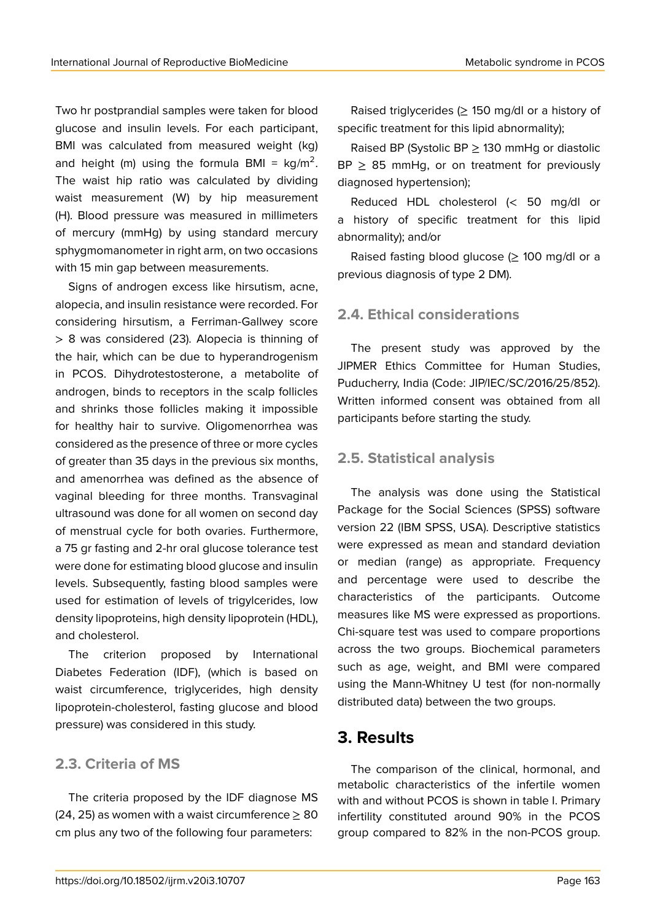Two hr postprandial samples were taken for blood glucose and insulin levels. For each participant, BMI was calculated from measured weight (kg) and height (m) using the formula BMI = $kg/m^2$. The waist hip ratio was calculated by dividing waist measurement (W) by hip measurement (H). Blood pressure was measured in millimeters of mercury (mmHg) by using standard mercury sphygmomanometer in right arm, on two occasions with 15 min gap between measurements.

Signs of androgen excess like hirsutism, acne, alopecia, and insulin resistance were recorded. For considering hirsutism, a Ferriman-Gallwey score > 8 was considered (23). Alopecia is thinning of the hair, which can be due to hyperandrogenism in PCOS. Dihydrotestosterone, a metabolite of androgen, binds to receptors in the scalp follicles and shrinks those follicles making it impossible for healthy hair to survive. Oligomenorrhea was considered as the presence of three or more cycles of greater than 35 days in the previous six months, and amenorrhea was defined as the absence of vaginal bleeding for three months. Transvaginal ultrasound was done for all women on second day of menstrual cycle for both ovaries. Furthermore, a 75 gr fasting and 2-hr oral glucose tolerance test were done for estimating blood glucose and insulin levels. Subsequently, fasting blood samples were used for estimation of levels of trigylcerides, low density lipoproteins, high density lipoprotein (HDL), and cholesterol.

The criterion proposed by International Diabetes Federation (IDF), (which is based on waist circumference, triglycerides, high density lipoprotein-cholesterol, fasting glucose and blood pressure) was considered in this study.

### 2.3. Criteria of MS

The criteria proposed by the IDF diagnose MS (24, 25) as women with a waist circumference ≥ 80 cm plus any two of the following four parameters:

Raised triglycerides (≥ 150 mg/dl or a history of specific treatment for this lipid abnormality);

Raised BP (Systolic BP ≥ 130 mmHg or diastolic BP ≥ 85 mmHg, or on treatment for previously diagnosed hypertension);

Reduced HDL cholesterol (< 50 mg/dl or a history of specific treatment for this lipid abnormality); and/or

Raised fasting blood glucose (≥ 100 mg/dl or a previous diagnosis of type 2 DM).

### 2.4. Ethical considerations

The present study was approved by the JIPMER Ethics Committee for Human Studies, Puducherry, India (Code: JIP/IEC/SC/2016/25/852). Written informed consent was obtained from all participants before starting the study.

### 2.5. Statistical analysis

The analysis was done using the Statistical Package for the Social Sciences (SPSS) software version 22 (IBM SPSS, USA). Descriptive statistics were expressed as mean and standard deviation or median (range) as appropriate. Frequency and percentage were used to describe the characteristics of the participants. Outcome measures like MS were expressed as proportions. Chi-square test was used to compare proportions across the two groups. Biochemical parameters such as age, weight, and BMI were compared using the Mann-Whitney U test (for non-normally distributed data) between the two groups.

## 3. Results

The comparison of the clinical, hormonal, and metabolic characteristics of the infertile women with and without PCOS is shown in table I. Primary infertility constituted around 90% in the PCOS group compared to 82% in the non-PCOS group.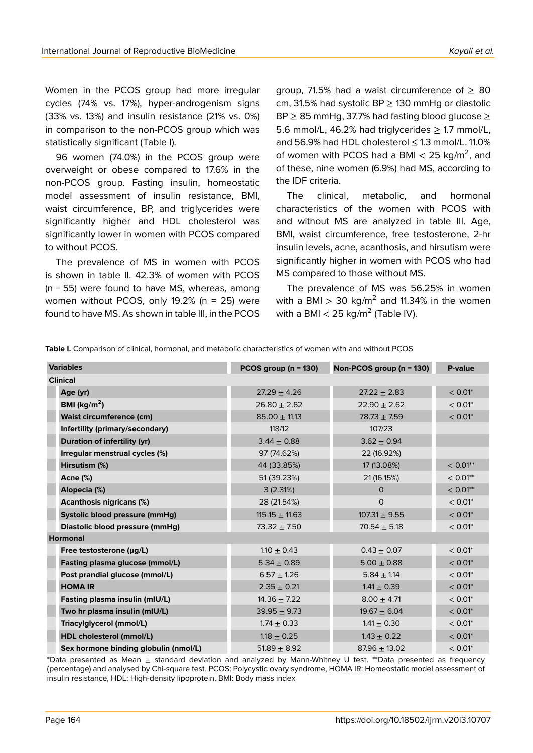Women in the PCOS group had more irregular cycles (74% vs. 17%), hyper-androgenism signs (33% vs. 13%) and insulin resistance (21% vs. 0%) in comparison to the non-PCOS group which was statistically significant (Table I).

96 women (74.0%) in the PCOS group were overweight or obese compared to 17.6% in the non-PCOS group. Fasting insulin, homeostatic model assessment of insulin resistance, BMI, waist circumference, BP, and triglycerides were significantly higher and HDL cholesterol was significantly lower in women with PCOS compared to without PCOS.

The prevalence of MS in women with PCOS is shown in table II. 42.3% of women with PCOS (n = 55) were found to have MS, whereas, among women without PCOS, only 19.2% (n = 25) were found to have MS. As shown in table III, in the PCOS group, 71.5% had a waist circumference of ≥ 80 cm, 31.5% had systolic BP ≥ 130 mmHg or diastolic BP ≥ 85 mmHg, 37.7% had fasting blood glucose ≥ 5.6 mmol/L, 46.2% had triglycerides ≥ 1.7 mmol/L, and 56.9% had HDL cholesterol ≤ 1.3 mmol/L. 11.0% of women with PCOS had a BMI < 25 kg/m$^2$, and of these, nine women (6.9%) had MS, according to the IDF criteria.

The clinical, metabolic, and hormonal characteristics of the women with PCOS with and without MS are analyzed in table III. Age, BMI, waist circumference, free testosterone, 2-hr insulin levels, acne, acanthosis, and hirsutism were significantly higher in women with PCOS who had MS compared to those without MS.

The prevalence of MS was 56.25% in women with a BMI > 30 kg/m$^2$ and 11.34% in the women with a BMI < 25 kg/m$^2$ (Table IV).

**Table I.** Comparison of clinical, hormonal, and metabolic characteristics of women with and without PCOS

| Variables | PCOS group (n = 130) | Non-PCOS group (n = 130) | P-value |
|---|---|---|---|
| **Clinical** | | | |
| Age (yr) | 27.29 ± 4.26 | 27.22 ± 2.83 | < 0.01* |
| BMI (kg/m$^2$) | 26.80 ± 2.62 | 22.90 ± 2.62 | < 0.01* |
| Waist circumference (cm) | 85.00 ± 11.13 | 78.73 ± 7.59 | < 0.01* |
| Infertility (primary/secondary) | 118/12 | 107/23 | |
| Duration of infertility (yr) | 3.44 ± 0.88 | 3.62 ± 0.94 | |
| Irregular menstrual cycles (%) | 97 (74.62%) | 22 (16.92%) | |
| Hirsutism (%) | 44 (33.85%) | 17 (13.08%) | < 0.01** |
| Acne (%) | 51 (39.23%) | 21 (16.15%) | < 0.01** |
| Alopecia (%) | 3 (2.31%) | 0 | < 0.01** |
| Acanthosis nigricans (%) | 28 (21.54%) | 0 | < 0.01* |
| Systolic blood pressure (mmHg) | 115.15 ± 11.63 | 107.31 ± 9.55 | < 0.01* |
| Diastolic blood pressure (mmHg) | 73.32 ± 7.50 | 70.54 ± 5.18 | < 0.01* |
| **Hormonal** | | | |
| Free testosterone (μg/L) | 1.10 ± 0.43 | 0.43 ± 0.07 | < 0.01* |
| Fasting plasma glucose (mmol/L) | 5.34 ± 0.89 | 5.00 ± 0.88 | < 0.01* |
| Post prandial glucose (mmol/L) | 6.57 ± 1.26 | 5.84 ± 1.14 | < 0.01* |
| HOMA IR | 2.35 ± 0.21 | 1.41 ± 0.39 | < 0.01* |
| Fasting plasma insulin (mIU/L) | 14.36 ± 7.22 | 8.00 ± 4.71 | < 0.01* |
| Two hr plasma insulin (mIU/L) | 39.95 ± 9.73 | 19.67 ± 6.04 | < 0.01* |
| Triacylglycerol (mmol/L) | 1.74 ± 0.33 | 1.41 ± 0.30 | < 0.01* |
| HDL cholesterol (mmol/L) | 1.18 ± 0.25 | 1.43 ± 0.22 | < 0.01* |
| Sex hormone binding globulin (nmol/L) | 51.89 ± 8.92 | 87.96 ± 13.02 | < 0.01* |

*Data presented as Mean ± standard deviation and analyzed by Mann-Whitney U test. **Data presented as frequency (percentage) and analysed by Chi-square test. PCOS: Polycystic ovary syndrome, HOMA IR: Homeostatic model assessment of insulin resistance, HDL: High-density lipoprotein, BMI: Body mass index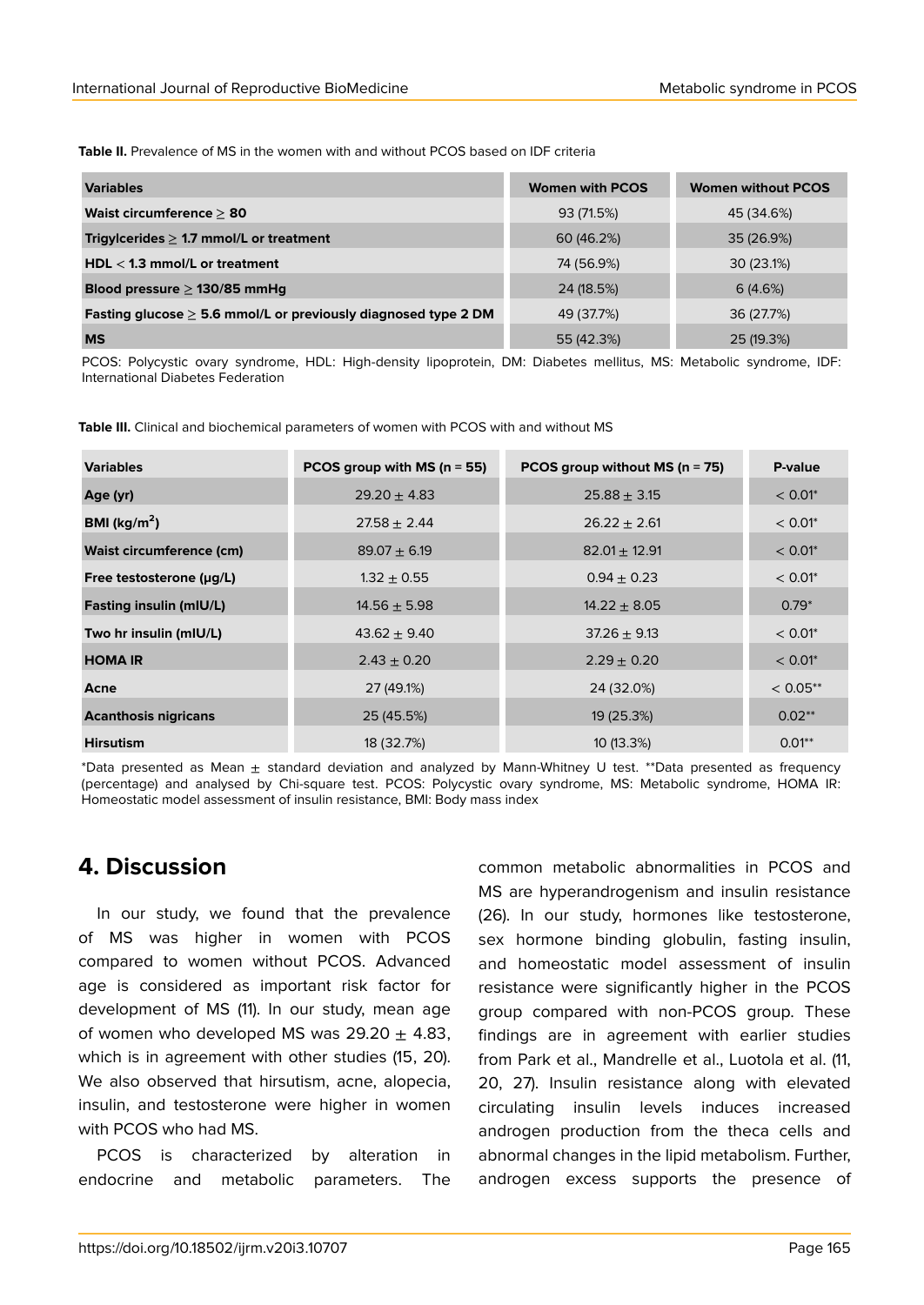**Table II.** Prevalence of MS in the women with and without PCOS based on IDF criteria

| Variables | Women with PCOS | Women without PCOS |
|---|---|---|
| **Waist circumference ≥ 80** | 93 (71.5%) | 45 (34.6%) |
| **Trigylcerides ≥ 1.7 mmol/L or treatment** | 60 (46.2%) | 35 (26.9%) |
| **HDL < 1.3 mmol/L or treatment** | 74 (56.9%) | 30 (23.1%) |
| **Blood pressure ≥ 130/85 mmHg** | 24 (18.5%) | 6 (4.6%) |
| **Fasting glucose ≥ 5.6 mmol/L or previously diagnosed type 2 DM** | 49 (37.7%) | 36 (27.7%) |
| **MS** | 55 (42.3%) | 25 (19.3%) |

PCOS: Polycystic ovary syndrome, HDL: High-density lipoprotein, DM: Diabetes mellitus, MS: Metabolic syndrome, IDF: International Diabetes Federation

**Table III.** Clinical and biochemical parameters of women with PCOS with and without MS

| Variables | PCOS group with MS (n = 55) | PCOS group without MS (n = 75) | P-value |
|---|---|---|---|
| **Age (yr)** | 29.20 ± 4.83 | 25.88 ± 3.15 | < 0.01* |
| **BMI (kg/m$^2$)** | 27.58 ± 2.44 | 26.22 ± 2.61 | < 0.01* |
| **Waist circumference (cm)** | 89.07 ± 6.19 | 82.01 ± 12.91 | < 0.01* |
| **Free testosterone (μg/L)** | 1.32 ± 0.55 | 0.94 ± 0.23 | < 0.01* |
| **Fasting insulin (mIU/L)** | 14.56 ± 5.98 | 14.22 ± 8.05 | 0.79* |
| **Two hr insulin (mIU/L)** | 43.62 ± 9.40 | 37.26 ± 9.13 | < 0.01* |
| **HOMA IR** | 2.43 ± 0.20 | 2.29 ± 0.20 | < 0.01* |
| **Acne** | 27 (49.1%) | 24 (32.0%) | < 0.05** |
| **Acanthosis nigricans** | 25 (45.5%) | 19 (25.3%) | 0.02** |
| **Hirsutism** | 18 (32.7%) | 10 (13.3%) | 0.01** |

*Data presented as Mean ± standard deviation and analyzed by Mann-Whitney U test. **Data presented as frequency (percentage) and analysed by Chi-square test. PCOS: Polycystic ovary syndrome, MS: Metabolic syndrome, HOMA IR: Homeostatic model assessment of insulin resistance, BMI: Body mass index

# 4. Discussion

In our study, we found that the prevalence of MS was higher in women with PCOS compared to women without PCOS. Advanced age is considered as important risk factor for development of MS (11). In our study, mean age of women who developed MS was 29.20 ± 4.83, which is in agreement with other studies (15, 20). We also observed that hirsutism, acne, alopecia, insulin, and testosterone were higher in women with PCOS who had MS.

PCOS is characterized by alteration in endocrine and metabolic parameters. The common metabolic abnormalities in PCOS and MS are hyperandrogenism and insulin resistance (26). In our study, hormones like testosterone, sex hormone binding globulin, fasting insulin, and homeostatic model assessment of insulin resistance were significantly higher in the PCOS group compared with non-PCOS group. These findings are in agreement with earlier studies from Park et al., Mandrelle et al., Luotola et al. (11, 20, 27). Insulin resistance along with elevated circulating insulin levels induces increased androgen production from the theca cells and abnormal changes in the lipid metabolism. Further, androgen excess supports the presence of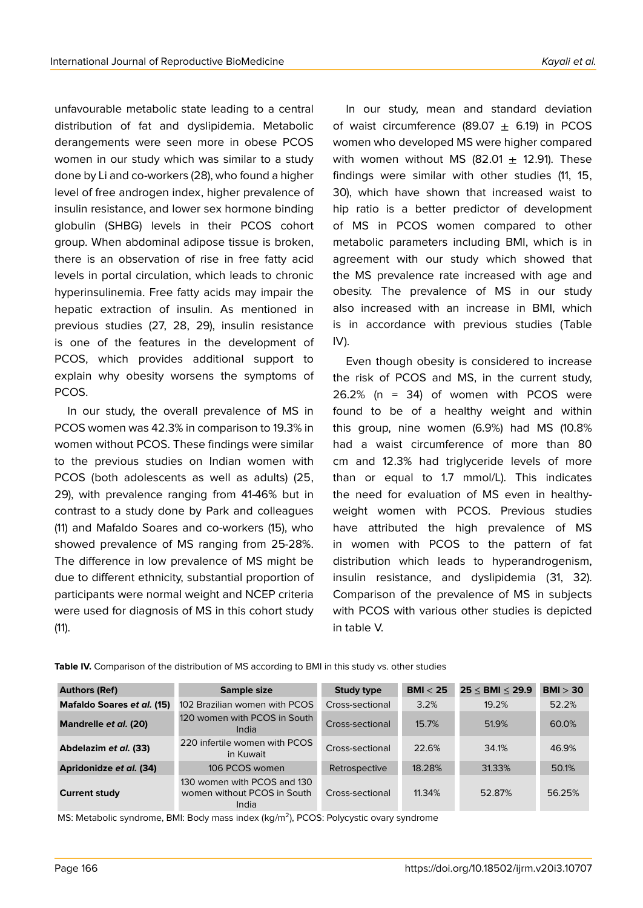unfavourable metabolic state leading to a central distribution of fat and dyslipidemia. Metabolic derangements were seen more in obese PCOS women in our study which was similar to a study done by Li and co-workers (28), who found a higher level of free androgen index, higher prevalence of insulin resistance, and lower sex hormone binding globulin (SHBG) levels in their PCOS cohort group. When abdominal adipose tissue is broken, there is an observation of rise in free fatty acid levels in portal circulation, which leads to chronic hyperinsulinemia. Free fatty acids may impair the hepatic extraction of insulin. As mentioned in previous studies (27, 28, 29), insulin resistance is one of the features in the development of PCOS, which provides additional support to explain why obesity worsens the symptoms of PCOS.

In our study, the overall prevalence of MS in PCOS women was 42.3% in comparison to 19.3% in women without PCOS. These findings were similar to the previous studies on Indian women with PCOS (both adolescents as well as adults) (25, 29), with prevalence ranging from 41-46% but in contrast to a study done by Park and colleagues (11) and Mafaldo Soares and co-workers (15), who showed prevalence of MS ranging from 25-28%. The difference in low prevalence of MS might be due to different ethnicity, substantial proportion of participants were normal weight and NCEP criteria were used for diagnosis of MS in this cohort study (11).

In our study, mean and standard deviation of waist circumference (89.07 $\pm$ 6.19) in PCOS women who developed MS were higher compared with women without MS (82.01 $\pm$ 12.91). These findings were similar with other studies (11, 15, 30), which have shown that increased waist to hip ratio is a better predictor of development of MS in PCOS women compared to other metabolic parameters including BMI, which is in agreement with our study which showed that the MS prevalence rate increased with age and obesity. The prevalence of MS in our study also increased with an increase in BMI, which is in accordance with previous studies (Table IV).

Even though obesity is considered to increase the risk of PCOS and MS, in the current study, 26.2% (n = 34) of women with PCOS were found to be of a healthy weight and within this group, nine women (6.9%) had MS (10.8% had a waist circumference of more than 80 cm and 12.3% had triglyceride levels of more than or equal to 1.7 mmol/L). This indicates the need for evaluation of MS even in healthy-weight women with PCOS. Previous studies have attributed the high prevalence of MS in women with PCOS to the pattern of fat distribution which leads to hyperandrogenism, insulin resistance, and dyslipidemia (31, 32). Comparison of the prevalence of MS in subjects with PCOS with various other studies is depicted in table V.

**Table IV.** Comparison of the distribution of MS according to BMI in this study vs. other studies

| Authors (Ref) | Sample size | Study type | BMI < 25 | 25 ≤ BMI ≤ 29.9 | BMI > 30 |
|---|---|---|---|---|---|
| **Mafaldo Soares *et al.* (15)** | 102 Brazilian women with PCOS | Cross-sectional | 3.2% | 19.2% | 52.2% |
| **Mandrelle *et al.* (20)** | 120 women with PCOS in South India | Cross-sectional | 15.7% | 51.9% | 60.0% |
| **Abdelazim *et al.* (33)** | 220 infertile women with PCOS in Kuwait | Cross-sectional | 22.6% | 34.1% | 46.9% |
| **Apridonidze *et al.* (34)** | 106 PCOS women | Retrospective | 18.28% | 31.33% | 50.1% |
| **Current study** | 130 women with PCOS and 130 women without PCOS in South India | Cross-sectional | 11.34% | 52.87% | 56.25% |

MS: Metabolic syndrome, BMI: Body mass index (kg/m$^2$), PCOS: Polycystic ovary syndrome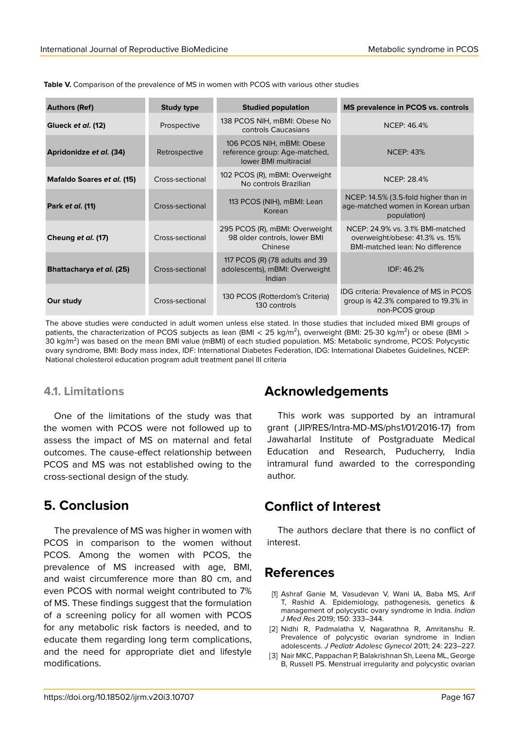**Table V.** Comparison of the prevalence of MS in women with PCOS with various other studies

| Authors (Ref) | Study type | Studied population | MS prevalence in PCOS vs. controls |
|---|---|---|---|
| **Glueck *et al.* (12)** | Prospective | 138 PCOS NIH, mBMI: Obese No controls Caucasians | NCEP: 46.4% |
| **Apridonidze *et al.* (34)** | Retrospective | 106 PCOS NIH, mBMI: Obese reference group: Age-matched, lower BMI multiracial | NCEP: 43% |
| **Mafaldo Soares *et al.* (15)** | Cross-sectional | 102 PCOS (R), mBMI: Overweight No controls Brazilian | NCEP: 28.4% |
| **Park *et al.* (11)** | Cross-sectional | 113 PCOS (NIH), mBMI: Lean Korean | NCEP: 14.5% (3.5-fold higher than in age-matched women in Korean urban population) |
| **Cheung *et al.* (17)** | Cross-sectional | 295 PCOS (R), mBMI: Overweight 98 older controls, lower BMI Chinese | NCEP: 24.9% vs. 3.1% BMI-matched overweight/obese: 41.3% vs. 15% BMI-matched lean: No difference |
| **Bhattacharya *et al.* (25)** | Cross-sectional | 117 PCOS (R) (78 adults and 39 adolescents), mBMI: Overweight Indian | IDF: 46.2% |
| **Our study** | Cross-sectional | 130 PCOS (Rotterdom's Criteria) 130 controls | IDG criteria: Prevalence of MS in PCOS group is 42.3% compared to 19.3% in non-PCOS group |

The above studies were conducted in adult women unless else stated. In those studies that included mixed BMI groups of patients, the characterization of PCOS subjects as lean (BMI < 25 kg/m$^2$), overweight (BMI: 25-30 kg/m$^2$) or obese (BMI > 30 kg/m$^2$) was based on the mean BMI value (mBMI) of each studied population. MS: Metabolic syndrome, PCOS: Polycystic ovary syndrome, BMI: Body mass index, IDF: International Diabetes Federation, IDG: International Diabetes Guidelines, NCEP: National cholesterol education program adult treatment panel III criteria

### 4.1. Limitations

One of the limitations of the study was that the women with PCOS were not followed up to assess the impact of MS on maternal and fetal outcomes. The cause-effect relationship between PCOS and MS was not established owing to the cross-sectional design of the study.

## 5. Conclusion

The prevalence of MS was higher in women with PCOS in comparison to the women without PCOS. Among the women with PCOS, the prevalence of MS increased with age, BMI, and waist circumference more than 80 cm, and even PCOS with normal weight contributed to 7% of MS. These findings suggest that the formulation of a screening policy for all women with PCOS for any metabolic risk factors is needed, and to educate them regarding long term complications, and the need for appropriate diet and lifestyle modifications.

## Acknowledgements

This work was supported by an intramural grant (JIP/RES/Intra-MD-MS/phs1/01/2016-17) from Jawaharlal Institute of Postgraduate Medical Education and Research, Puducherry, India intramural fund awarded to the corresponding author.

## Conflict of Interest

The authors declare that there is no conflict of interest.

## References

[1] Ashraf Ganie M, Vasudevan V, Wani IA, Baba MS, Arif T, Rashid A. Epidemiology, pathogenesis, genetics & management of polycystic ovary syndrome in India. *Indian J Med Res* 2019; 150: 333–344.

[2] Nidhi R, Padmalatha V, Nagarathna R, Amritanshu R. Prevalence of polycystic ovarian syndrome in Indian adolescents. *J Pediatr Adolesc Gynecol* 2011; 24: 223–227.

[3] Nair MKC, Pappachan P, Balakrishnan Sh, Leena ML, George B, Russell PS. Menstrual irregularity and polycystic ovarian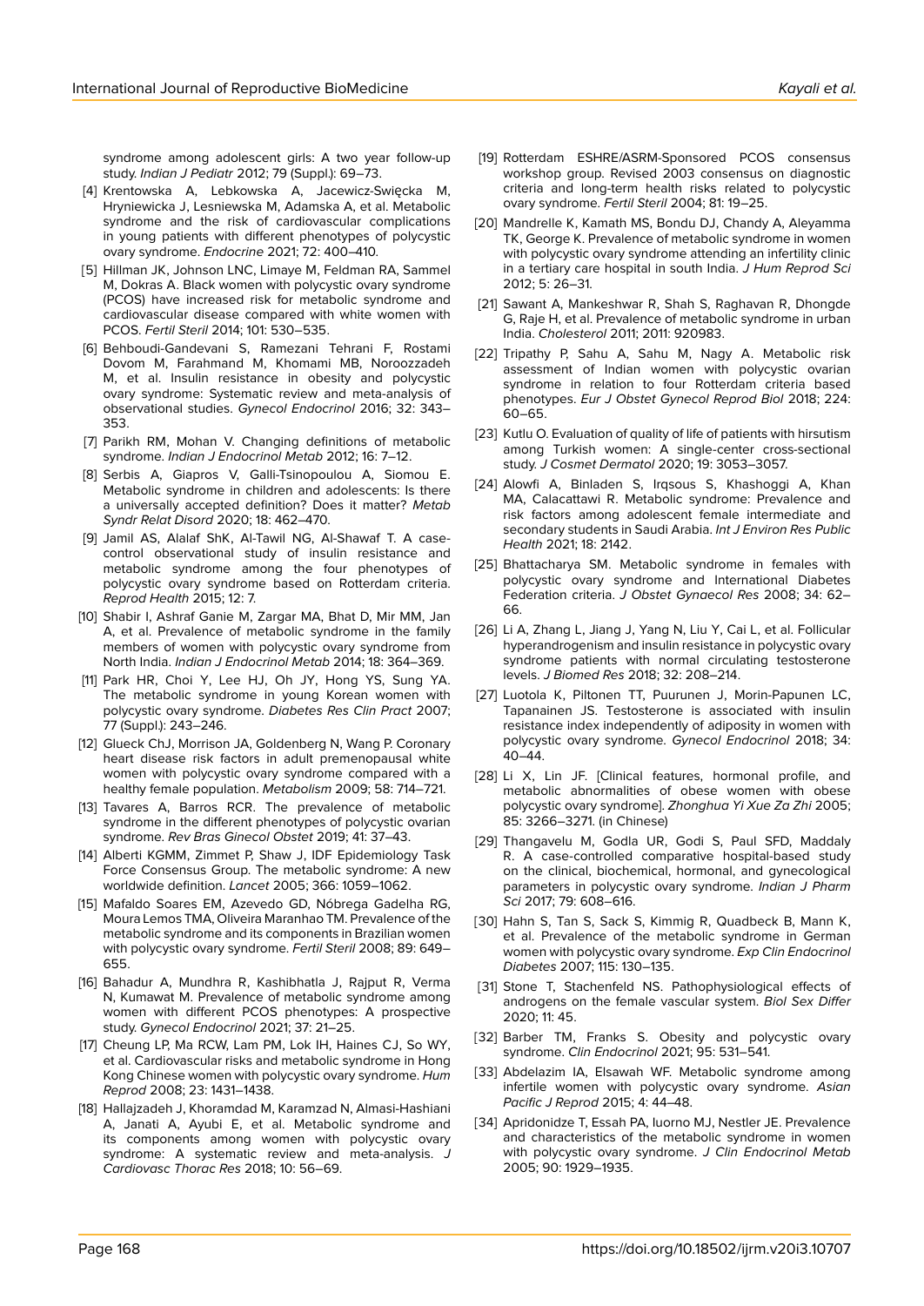syndrome among adolescent girls: A two year follow-up study. *Indian J Pediatr* 2012; 79 (Suppl.): 69–73.

[4] Krentowska A, Lebkowska A, Jacewicz-Swięcka M, Hryniewicka J, Lesniewska M, Adamska A, et al. Metabolic syndrome and the risk of cardiovascular complications in young patients with different phenotypes of polycystic ovary syndrome. *Endocrine* 2021; 72: 400–410.

[5] Hillman JK, Johnson LNC, Limaye M, Feldman RA, Sammel M, Dokras A. Black women with polycystic ovary syndrome (PCOS) have increased risk for metabolic syndrome and cardiovascular disease compared with white women with PCOS. *Fertil Steril* 2014; 101: 530–535.

[6] Behboudi-Gandevani S, Ramezani Tehrani F, Rostami Dovom M, Farahmand M, Khomami MB, Noroozzadeh M, et al. Insulin resistance in obesity and polycystic ovary syndrome: Systematic review and meta-analysis of observational studies. *Gynecol Endocrinol* 2016; 32: 343–353.

[7] Parikh RM, Mohan V. Changing definitions of metabolic syndrome. *Indian J Endocrinol Metab* 2012; 16: 7–12.

[8] Serbis A, Giapros V, Galli-Tsinopoulou A, Siomou E. Metabolic syndrome in children and adolescents: Is there a universally accepted definition? Does it matter? *Metab Syndr Relat Disord* 2020; 18: 462–470.

[9] Jamil AS, Alalaf ShK, Al-Tawil NG, Al-Shawaf T. A case-control observational study of insulin resistance and metabolic syndrome among the four phenotypes of polycystic ovary syndrome based on Rotterdam criteria. *Reprod Health* 2015; 12: 7.

[10] Shabir I, Ashraf Ganie M, Zargar MA, Bhat D, Mir MM, Jan A, et al. Prevalence of metabolic syndrome in the family members of women with polycystic ovary syndrome from North India. *Indian J Endocrinol Metab* 2014; 18: 364–369.

[11] Park HR, Choi Y, Lee HJ, Oh JY, Hong YS, Sung YA. The metabolic syndrome in young Korean women with polycystic ovary syndrome. *Diabetes Res Clin Pract* 2007; 77 (Suppl.): 243–246.

[12] Glueck ChJ, Morrison JA, Goldenberg N, Wang P. Coronary heart disease risk factors in adult premenopausal white women with polycystic ovary syndrome compared with a healthy female population. *Metabolism* 2009; 58: 714–721.

[13] Tavares A, Barros RCR. The prevalence of metabolic syndrome in the different phenotypes of polycystic ovarian syndrome. *Rev Bras Ginecol Obstet* 2019; 41: 37–43.

[14] Alberti KGMM, Zimmet P, Shaw J, IDF Epidemiology Task Force Consensus Group. The metabolic syndrome: A new worldwide definition. *Lancet* 2005; 366: 1059–1062.

[15] Mafaldo Soares EM, Azevedo GD, Nóbrega Gadelha RG, Moura Lemos TMA, Oliveira Maranhao TM. Prevalence of the metabolic syndrome and its components in Brazilian women with polycystic ovary syndrome. *Fertil Steril* 2008; 89: 649–655.

[16] Bahadur A, Mundhra R, Kashibhatla J, Rajput R, Verma N, Kumawat M. Prevalence of metabolic syndrome among women with different PCOS phenotypes: A prospective study. *Gynecol Endocrinol* 2021; 37: 21–25.

[17] Cheung LP, Ma RCW, Lam PM, Lok IH, Haines CJ, So WY, et al. Cardiovascular risks and metabolic syndrome in Hong Kong Chinese women with polycystic ovary syndrome. *Hum Reprod* 2008; 23: 1431–1438.

[18] Hallajzadeh J, Khoramdad M, Karamzad N, Almasi-Hashiani A, Janati A, Ayubi E, et al. Metabolic syndrome and its components among women with polycystic ovary syndrome: A systematic review and meta-analysis. *J Cardiovasc Thorac Res* 2018; 10: 56–69.

[19] Rotterdam ESHRE/ASRM-Sponsored PCOS consensus workshop group. Revised 2003 consensus on diagnostic criteria and long-term health risks related to polycystic ovary syndrome. *Fertil Steril* 2004; 81: 19–25.

[20] Mandrelle K, Kamath MS, Bondu DJ, Chandy A, Aleyamma TK, George K. Prevalence of metabolic syndrome in women with polycystic ovary syndrome attending an infertility clinic in a tertiary care hospital in south India. *J Hum Reprod Sci* 2012; 5: 26–31.

[21] Sawant A, Mankeshwar R, Shah S, Raghavan R, Dhongde G, Raje H, et al. Prevalence of metabolic syndrome in urban India. *Cholesterol* 2011; 2011: 920983.

[22] Tripathy P, Sahu A, Sahu M, Nagy A. Metabolic risk assessment of Indian women with polycystic ovarian syndrome in relation to four Rotterdam criteria based phenotypes. *Eur J Obstet Gynecol Reprod Biol* 2018; 224: 60–65.

[23] Kutlu O. Evaluation of quality of life of patients with hirsutism among Turkish women: A single-center cross-sectional study. *J Cosmet Dermatol* 2020; 19: 3053–3057.

[24] Alowfi A, Binladen S, Irqsous S, Khashoggi A, Khan MA, Calacattawi R. Metabolic syndrome: Prevalence and risk factors among adolescent female intermediate and secondary students in Saudi Arabia. *Int J Environ Res Public Health* 2021; 18: 2142.

[25] Bhattacharya SM. Metabolic syndrome in females with polycystic ovary syndrome and International Diabetes Federation criteria. *J Obstet Gynaecol Res* 2008; 34: 62–66.

[26] Li A, Zhang L, Jiang J, Yang N, Liu Y, Cai L, et al. Follicular hyperandrogenism and insulin resistance in polycystic ovary syndrome patients with normal circulating testosterone levels. *J Biomed Res* 2018; 32: 208–214.

[27] Luotola K, Piltonen TT, Puurunen J, Morin-Papunen LC, Tapanainen JS. Testosterone is associated with insulin resistance index independently of adiposity in women with polycystic ovary syndrome. *Gynecol Endocrinol* 2018; 34: 40–44.

[28] Li X, Lin JF. [Clinical features, hormonal profile, and metabolic abnormalities of obese women with obese polycystic ovary syndrome]. *Zhonghua Yi Xue Za Zhi* 2005; 85: 3266–3271. (in Chinese)

[29] Thangavelu M, Godla UR, Godi S, Paul SFD, Maddaly R. A case-controlled comparative hospital-based study on the clinical, biochemical, hormonal, and gynecological parameters in polycystic ovary syndrome. *Indian J Pharm Sci* 2017; 79: 608–616.

[30] Hahn S, Tan S, Sack S, Kimmig R, Quadbeck B, Mann K, et al. Prevalence of the metabolic syndrome in German women with polycystic ovary syndrome. *Exp Clin Endocrinol Diabetes* 2007; 115: 130–135.

[31] Stone T, Stachenfeld NS. Pathophysiological effects of androgens on the female vascular system. *Biol Sex Differ* 2020; 11: 45.

[32] Barber TM, Franks S. Obesity and polycystic ovary syndrome. *Clin Endocrinol* 2021; 95: 531–541.

[33] Abdelazim IA, Elsawah WF. Metabolic syndrome among infertile women with polycystic ovary syndrome. *Asian Pacific J Reprod* 2015; 4: 44–48.

[34] Apridonidze T, Essah PA, Iuorno MJ, Nestler JE. Prevalence and characteristics of the metabolic syndrome in women with polycystic ovary syndrome. *J Clin Endocrinol Metab* 2005; 90: 1929–1935.